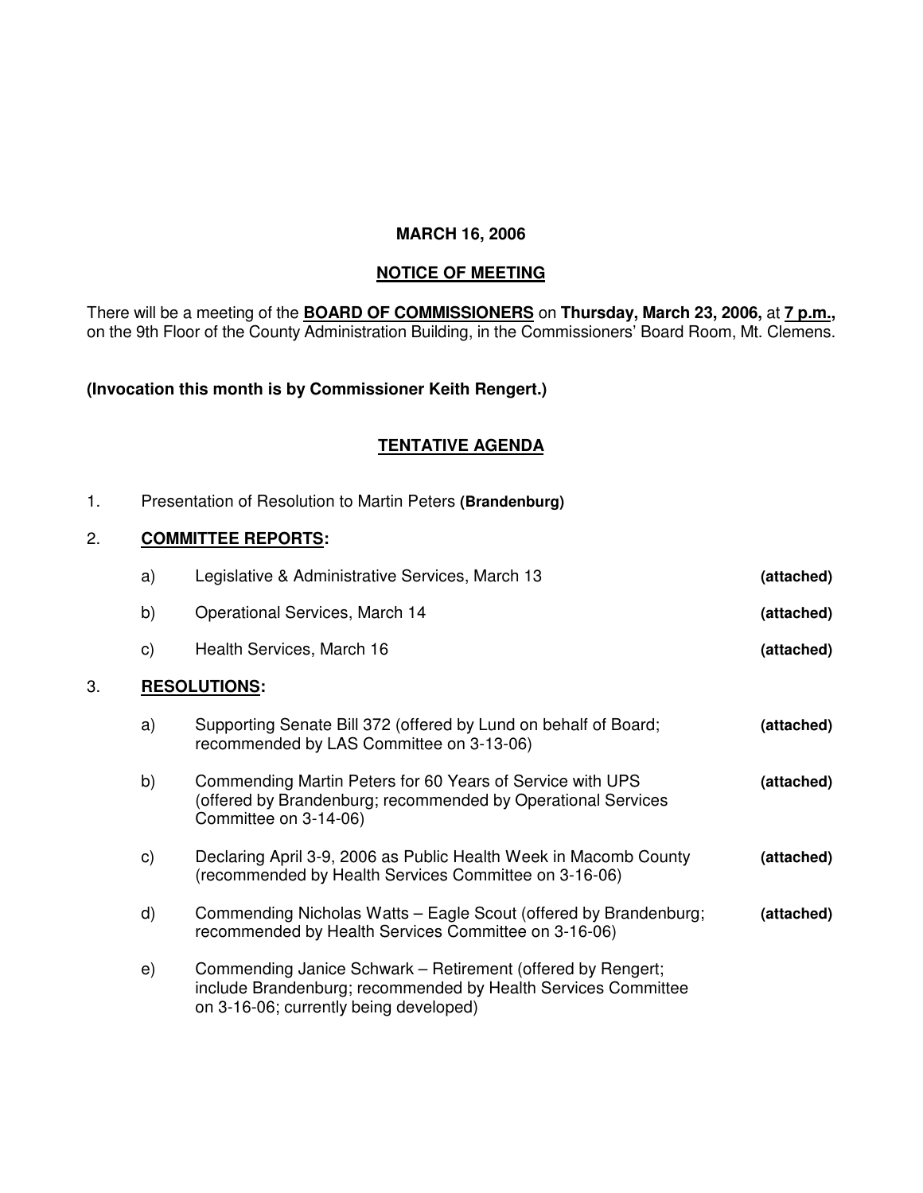**MARCH 16, 2006**

**NOTICE OF MEETING**

There will be a meeting of the **BOARD OF COMMISSIONERS** on **Thursday, March 23, 2006,** at **7 p.m.,** on the 9th Floor of the County Administration Building, in the Commissioners' Board Room, Mt. Clemens.

**(Invocation this month is by Commissioner Keith Rengert.)**

**TENTATIVE AGENDA**

1. Presentation of Resolution to Martin Peters **(Brandenburg)**

2. **COMMITTEE REPORTS:**

   a) Legislative & Administrative Services, March 13 **(attached)**

   b) Operational Services, March 14 **(attached)**

   c) Health Services, March 16 **(attached)**

3. **RESOLUTIONS:**

   a) Supporting Senate Bill 372 (offered by Lund on behalf of Board; recommended by LAS Committee on 3-13-06) **(attached)**

   b) Commending Martin Peters for 60 Years of Service with UPS (offered by Brandenburg; recommended by Operational Services Committee on 3-14-06) **(attached)**

   c) Declaring April 3-9, 2006 as Public Health Week in Macomb County (recommended by Health Services Committee on 3-16-06) **(attached)**

   d) Commending Nicholas Watts – Eagle Scout (offered by Brandenburg; recommended by Health Services Committee on 3-16-06) **(attached)**

   e) Commending Janice Schwark – Retirement (offered by Rengert; include Brandenburg; recommended by Health Services Committee on 3-16-06; currently being developed)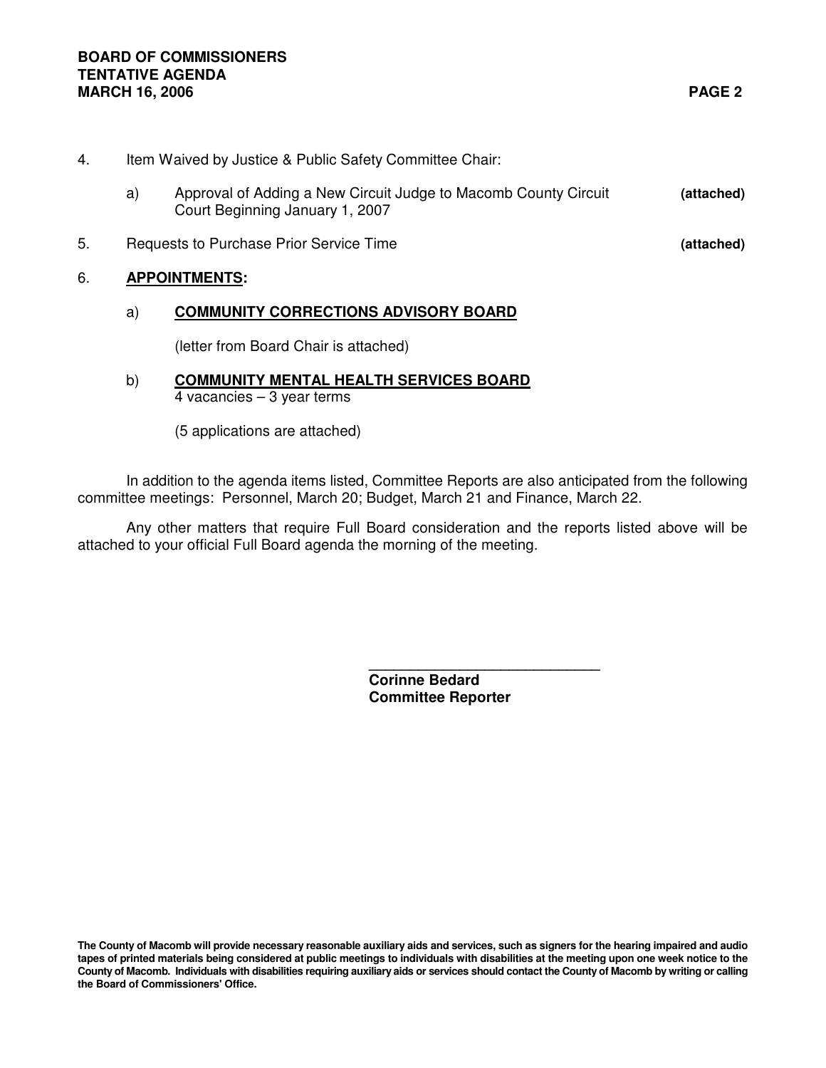4. Item Waived by Justice & Public Safety Committee Chair:

   a) Approval of Adding a New Circuit Judge to Macomb County Circuit Court Beginning January 1, 2007 **(attached)**

5. Requests to Purchase Prior Service Time **(attached)**

6. **APPOINTMENTS:**

   a) **COMMUNITY CORRECTIONS ADVISORY BOARD**

      (letter from Board Chair is attached)

   b) **COMMUNITY MENTAL HEALTH SERVICES BOARD**
      4 vacancies – 3 year terms

      (5 applications are attached)

In addition to the agenda items listed, Committee Reports are also anticipated from the following committee meetings: Personnel, March 20; Budget, March 21 and Finance, March 22.

Any other matters that require Full Board consideration and the reports listed above will be attached to your official Full Board agenda the morning of the meeting.

\_\_\_\_\_\_\_\_\_\_\_\_\_\_\_\_\_\_\_\_\_\_\_\_\_\_\_\_\_\_
**Corinne Bedard**
**Committee Reporter**

**The County of Macomb will provide necessary reasonable auxiliary aids and services, such as signers for the hearing impaired and audio tapes of printed materials being considered at public meetings to individuals with disabilities at the meeting upon one week notice to the County of Macomb. Individuals with disabilities requiring auxiliary aids or services should contact the County of Macomb by writing or calling the Board of Commissioners' Office.**